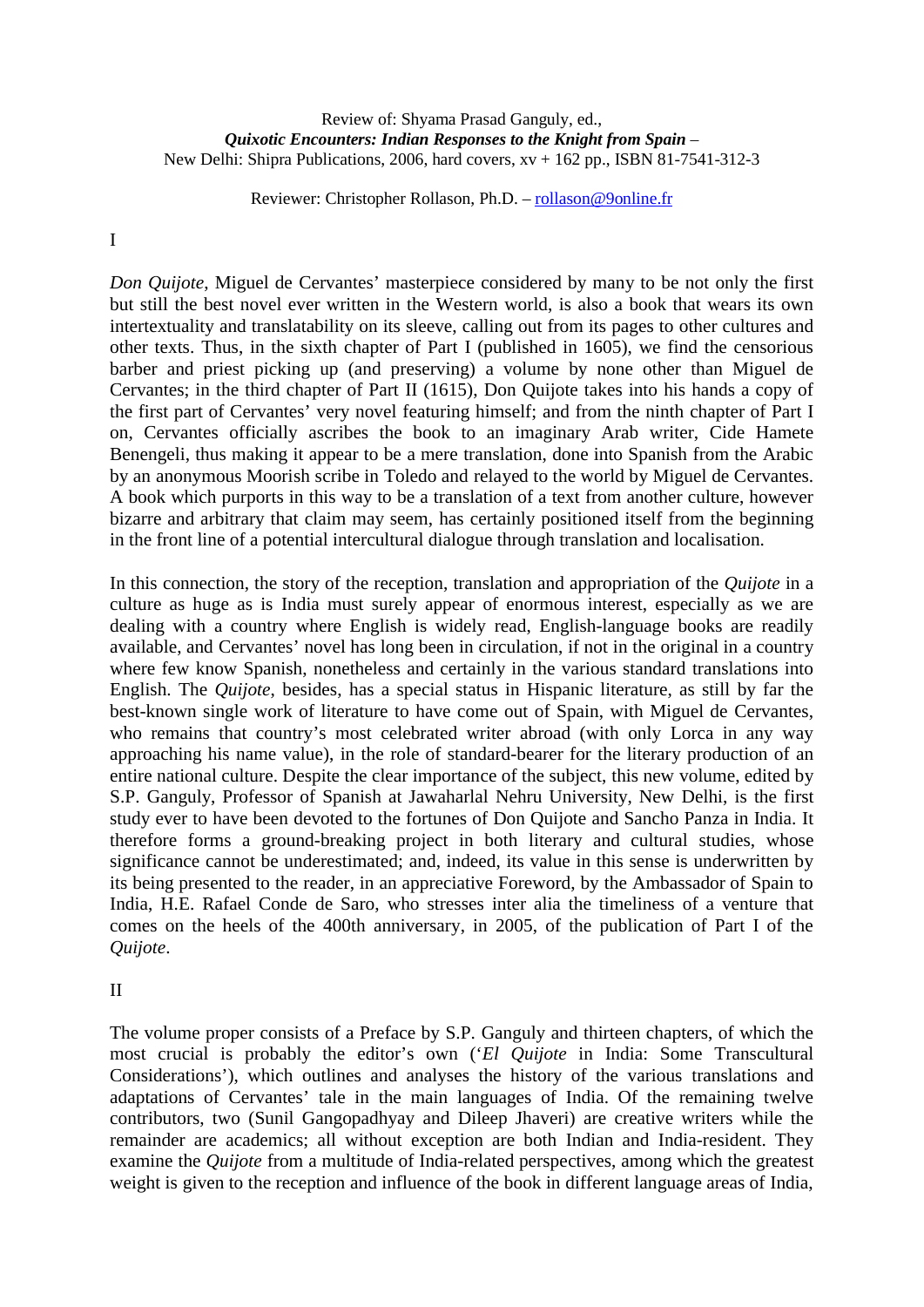Review of: Shyama Prasad Ganguly, ed.,
***Quixotic Encounters: Indian Responses to the Knight from Spain*** –
New Delhi: Shipra Publications, 2006, hard covers, xv + 162 pp., ISBN 81-7541-312-3

Reviewer: Christopher Rollason, Ph.D. – rollason@9online.fr

I

*Don Quijote*, Miguel de Cervantes' masterpiece considered by many to be not only the first but still the best novel ever written in the Western world, is also a book that wears its own intertextuality and translatability on its sleeve, calling out from its pages to other cultures and other texts. Thus, in the sixth chapter of Part I (published in 1605), we find the censorious barber and priest picking up (and preserving) a volume by none other than Miguel de Cervantes; in the third chapter of Part II (1615), Don Quijote takes into his hands a copy of the first part of Cervantes' very novel featuring himself; and from the ninth chapter of Part I on, Cervantes officially ascribes the book to an imaginary Arab writer, Cide Hamete Benengeli, thus making it appear to be a mere translation, done into Spanish from the Arabic by an anonymous Moorish scribe in Toledo and relayed to the world by Miguel de Cervantes. A book which purports in this way to be a translation of a text from another culture, however bizarre and arbitrary that claim may seem, has certainly positioned itself from the beginning in the front line of a potential intercultural dialogue through translation and localisation.

In this connection, the story of the reception, translation and appropriation of the *Quijote* in a culture as huge as is India must surely appear of enormous interest, especially as we are dealing with a country where English is widely read, English-language books are readily available, and Cervantes' novel has long been in circulation, if not in the original in a country where few know Spanish, nonetheless and certainly in the various standard translations into English. The *Quijote*, besides, has a special status in Hispanic literature, as still by far the best-known single work of literature to have come out of Spain, with Miguel de Cervantes, who remains that country's most celebrated writer abroad (with only Lorca in any way approaching his name value), in the role of standard-bearer for the literary production of an entire national culture. Despite the clear importance of the subject, this new volume, edited by S.P. Ganguly, Professor of Spanish at Jawaharlal Nehru University, New Delhi, is the first study ever to have been devoted to the fortunes of Don Quijote and Sancho Panza in India. It therefore forms a ground-breaking project in both literary and cultural studies, whose significance cannot be underestimated; and, indeed, its value in this sense is underwritten by its being presented to the reader, in an appreciative Foreword, by the Ambassador of Spain to India, H.E. Rafael Conde de Saro, who stresses inter alia the timeliness of a venture that comes on the heels of the 400th anniversary, in 2005, of the publication of Part I of the *Quijote*.

II

The volume proper consists of a Preface by S.P. Ganguly and thirteen chapters, of which the most crucial is probably the editor's own ('*El Quijote* in India: Some Transcultural Considerations'), which outlines and analyses the history of the various translations and adaptations of Cervantes' tale in the main languages of India. Of the remaining twelve contributors, two (Sunil Gangopadhyay and Dileep Jhaveri) are creative writers while the remainder are academics; all without exception are both Indian and India-resident. They examine the *Quijote* from a multitude of India-related perspectives, among which the greatest weight is given to the reception and influence of the book in different language areas of India,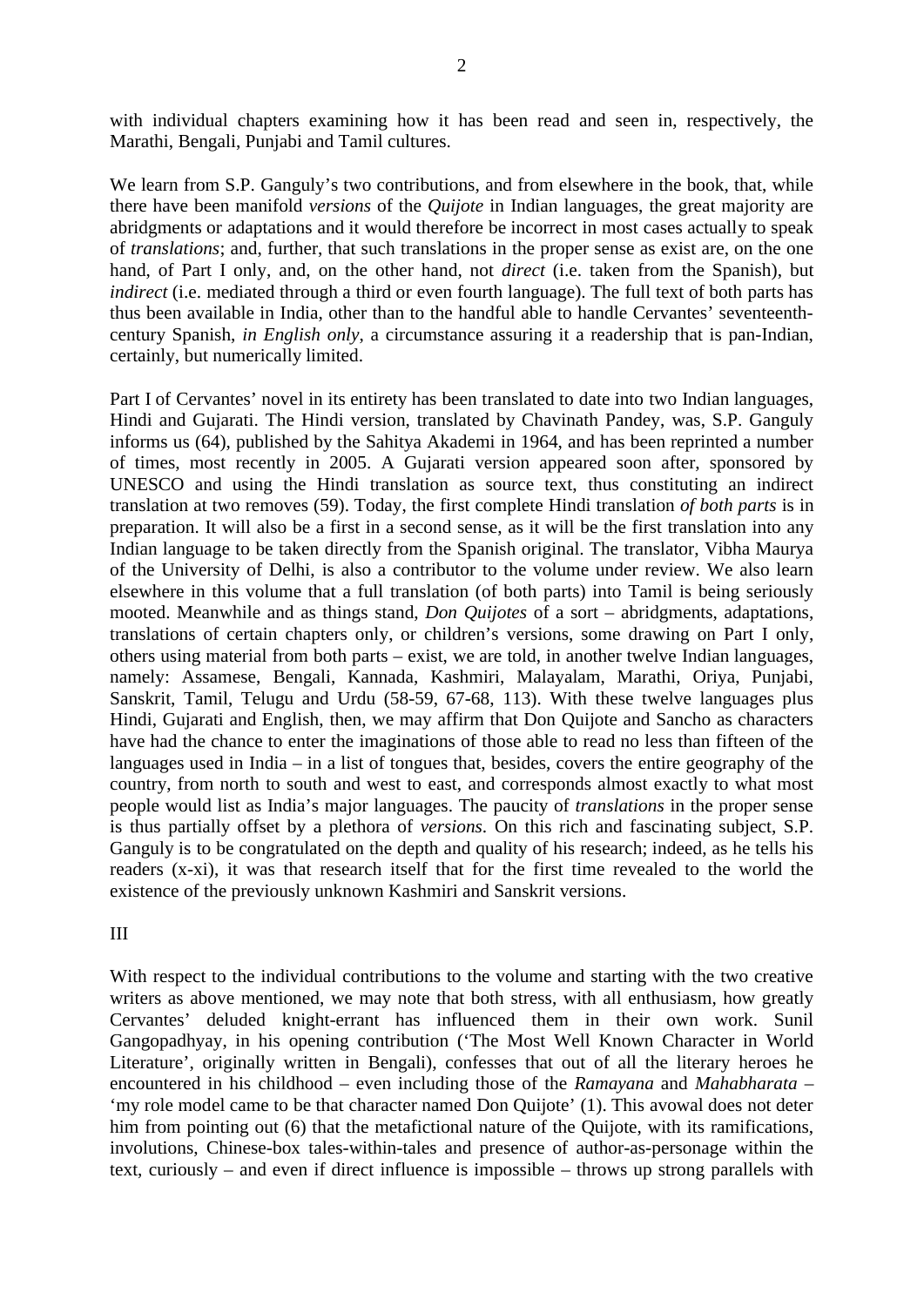with individual chapters examining how it has been read and seen in, respectively, the Marathi, Bengali, Punjabi and Tamil cultures.

We learn from S.P. Ganguly's two contributions, and from elsewhere in the book, that, while there have been manifold *versions* of the *Quijote* in Indian languages, the great majority are abridgments or adaptations and it would therefore be incorrect in most cases actually to speak of *translations*; and, further, that such translations in the proper sense as exist are, on the one hand, of Part I only, and, on the other hand, not *direct* (i.e. taken from the Spanish), but *indirect* (i.e. mediated through a third or even fourth language). The full text of both parts has thus been available in India, other than to the handful able to handle Cervantes' seventeenth-century Spanish, *in English only*, a circumstance assuring it a readership that is pan-Indian, certainly, but numerically limited.

Part I of Cervantes' novel in its entirety has been translated to date into two Indian languages, Hindi and Gujarati. The Hindi version, translated by Chavinath Pandey, was, S.P. Ganguly informs us (64), published by the Sahitya Akademi in 1964, and has been reprinted a number of times, most recently in 2005. A Gujarati version appeared soon after, sponsored by UNESCO and using the Hindi translation as source text, thus constituting an indirect translation at two removes (59). Today, the first complete Hindi translation *of both parts* is in preparation. It will also be a first in a second sense, as it will be the first translation into any Indian language to be taken directly from the Spanish original. The translator, Vibha Maurya of the University of Delhi, is also a contributor to the volume under review. We also learn elsewhere in this volume that a full translation (of both parts) into Tamil is being seriously mooted. Meanwhile and as things stand, *Don Quijotes* of a sort – abridgments, adaptations, translations of certain chapters only, or children's versions, some drawing on Part I only, others using material from both parts – exist, we are told, in another twelve Indian languages, namely: Assamese, Bengali, Kannada, Kashmiri, Malayalam, Marathi, Oriya, Punjabi, Sanskrit, Tamil, Telugu and Urdu (58-59, 67-68, 113). With these twelve languages plus Hindi, Gujarati and English, then, we may affirm that Don Quijote and Sancho as characters have had the chance to enter the imaginations of those able to read no less than fifteen of the languages used in India – in a list of tongues that, besides, covers the entire geography of the country, from north to south and west to east, and corresponds almost exactly to what most people would list as India's major languages. The paucity of *translations* in the proper sense is thus partially offset by a plethora of *versions*. On this rich and fascinating subject, S.P. Ganguly is to be congratulated on the depth and quality of his research; indeed, as he tells his readers (x-xi), it was that research itself that for the first time revealed to the world the existence of the previously unknown Kashmiri and Sanskrit versions.

## III

With respect to the individual contributions to the volume and starting with the two creative writers as above mentioned, we may note that both stress, with all enthusiasm, how greatly Cervantes' deluded knight-errant has influenced them in their own work. Sunil Gangopadhyay, in his opening contribution ('The Most Well Known Character in World Literature', originally written in Bengali), confesses that out of all the literary heroes he encountered in his childhood – even including those of the *Ramayana* and *Mahabharata* – 'my role model came to be that character named Don Quijote' (1). This avowal does not deter him from pointing out (6) that the metafictional nature of the Quijote, with its ramifications, involutions, Chinese-box tales-within-tales and presence of author-as-personage within the text, curiously – and even if direct influence is impossible – throws up strong parallels with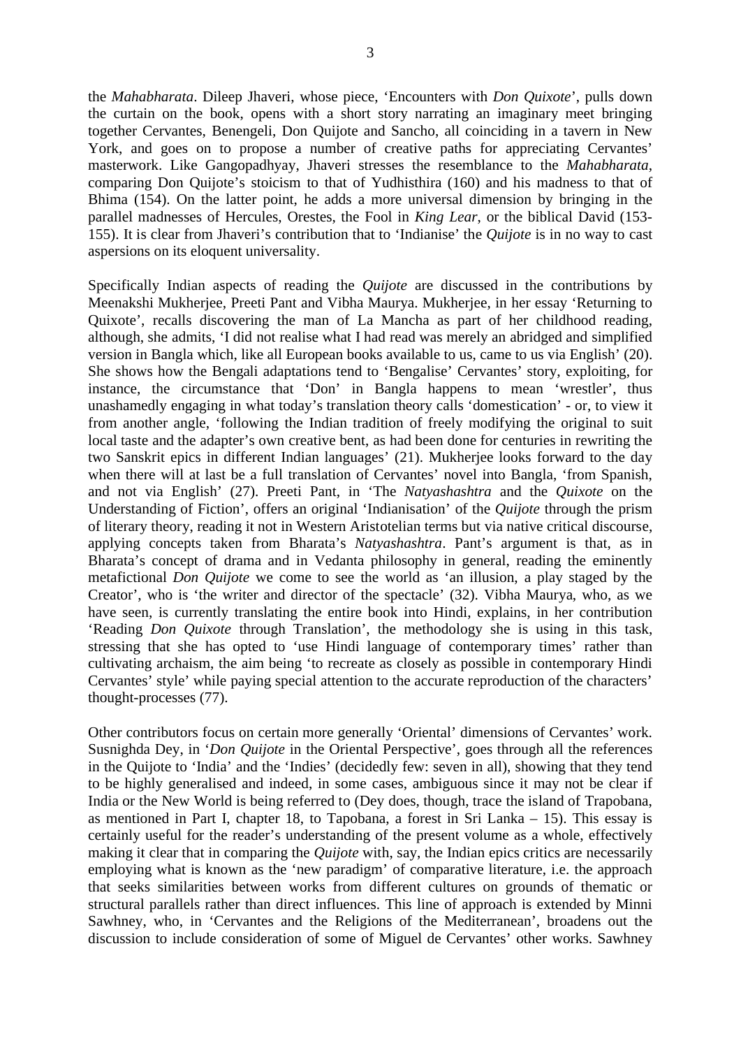the *Mahabharata*. Dileep Jhaveri, whose piece, 'Encounters with *Don Quixote*', pulls down the curtain on the book, opens with a short story narrating an imaginary meet bringing together Cervantes, Benengeli, Don Quijote and Sancho, all coinciding in a tavern in New York, and goes on to propose a number of creative paths for appreciating Cervantes' masterwork. Like Gangopadhyay, Jhaveri stresses the resemblance to the *Mahabharata*, comparing Don Quijote's stoicism to that of Yudhisthira (160) and his madness to that of Bhima (154). On the latter point, he adds a more universal dimension by bringing in the parallel madnesses of Hercules, Orestes, the Fool in *King Lear*, or the biblical David (153-155). It is clear from Jhaveri's contribution that to 'Indianise' the *Quijote* is in no way to cast aspersions on its eloquent universality.

Specifically Indian aspects of reading the *Quijote* are discussed in the contributions by Meenakshi Mukherjee, Preeti Pant and Vibha Maurya. Mukherjee, in her essay 'Returning to Quixote', recalls discovering the man of La Mancha as part of her childhood reading, although, she admits, 'I did not realise what I had read was merely an abridged and simplified version in Bangla which, like all European books available to us, came to us via English' (20). She shows how the Bengali adaptations tend to 'Bengalise' Cervantes' story, exploiting, for instance, the circumstance that 'Don' in Bangla happens to mean 'wrestler', thus unashamedly engaging in what today's translation theory calls 'domestication' - or, to view it from another angle, 'following the Indian tradition of freely modifying the original to suit local taste and the adapter's own creative bent, as had been done for centuries in rewriting the two Sanskrit epics in different Indian languages' (21). Mukherjee looks forward to the day when there will at last be a full translation of Cervantes' novel into Bangla, 'from Spanish, and not via English' (27). Preeti Pant, in 'The *Natyashashtra* and the *Quixote* on the Understanding of Fiction', offers an original 'Indianisation' of the *Quijote* through the prism of literary theory, reading it not in Western Aristotelian terms but via native critical discourse, applying concepts taken from Bharata's *Natyashashtra*. Pant's argument is that, as in Bharata's concept of drama and in Vedanta philosophy in general, reading the eminently metafictional *Don Quijote* we come to see the world as 'an illusion, a play staged by the Creator', who is 'the writer and director of the spectacle' (32). Vibha Maurya, who, as we have seen, is currently translating the entire book into Hindi, explains, in her contribution 'Reading *Don Quixote* through Translation', the methodology she is using in this task, stressing that she has opted to 'use Hindi language of contemporary times' rather than cultivating archaism, the aim being 'to recreate as closely as possible in contemporary Hindi Cervantes' style' while paying special attention to the accurate reproduction of the characters' thought-processes (77).

Other contributors focus on certain more generally 'Oriental' dimensions of Cervantes' work. Susnighda Dey, in '*Don Quijote* in the Oriental Perspective', goes through all the references in the Quijote to 'India' and the 'Indies' (decidedly few: seven in all), showing that they tend to be highly generalised and indeed, in some cases, ambiguous since it may not be clear if India or the New World is being referred to (Dey does, though, trace the island of Trapobana, as mentioned in Part I, chapter 18, to Tapobana, a forest in Sri Lanka – 15). This essay is certainly useful for the reader's understanding of the present volume as a whole, effectively making it clear that in comparing the *Quijote* with, say, the Indian epics critics are necessarily employing what is known as the 'new paradigm' of comparative literature, i.e. the approach that seeks similarities between works from different cultures on grounds of thematic or structural parallels rather than direct influences. This line of approach is extended by Minni Sawhney, who, in 'Cervantes and the Religions of the Mediterranean', broadens out the discussion to include consideration of some of Miguel de Cervantes' other works. Sawhney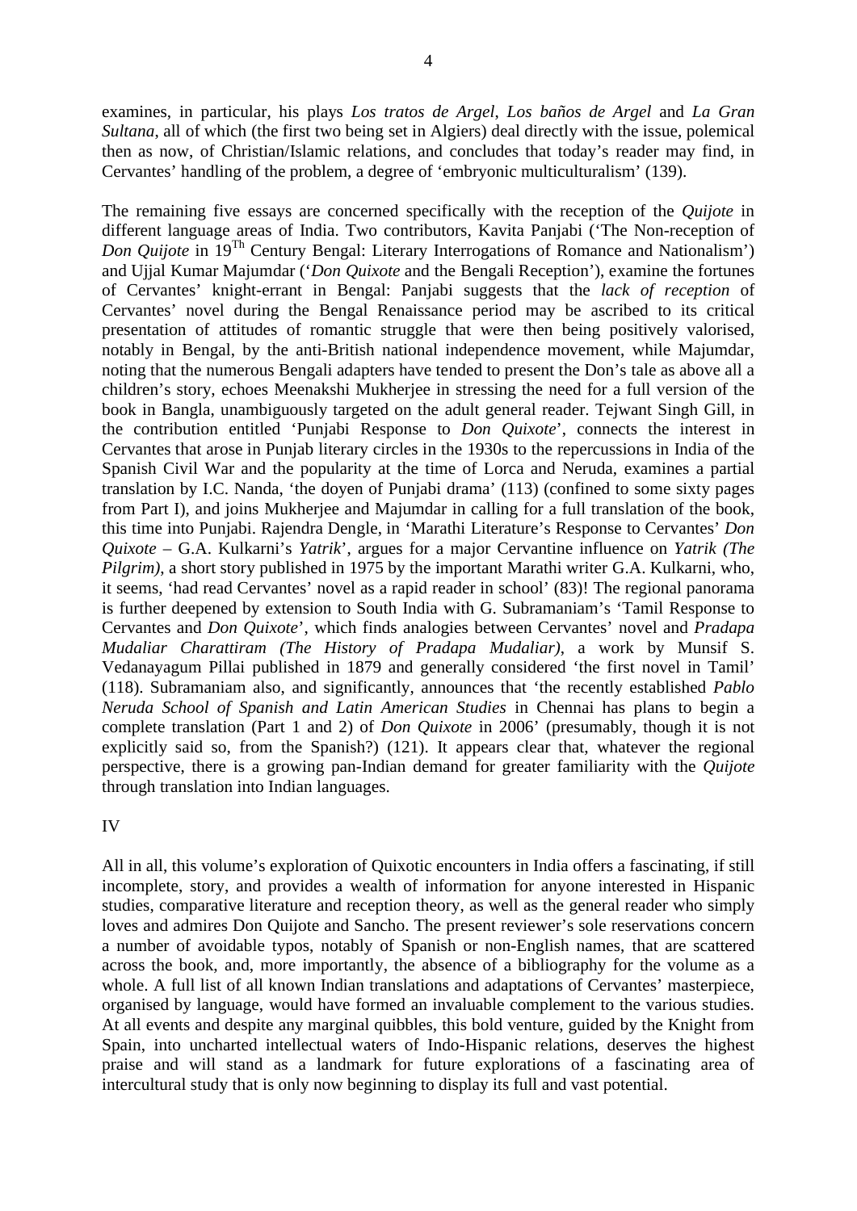examines, in particular, his plays *Los tratos de Argel*, *Los baños de Argel* and *La Gran Sultana*, all of which (the first two being set in Algiers) deal directly with the issue, polemical then as now, of Christian/Islamic relations, and concludes that today's reader may find, in Cervantes' handling of the problem, a degree of 'embryonic multiculturalism' (139).

The remaining five essays are concerned specifically with the reception of the *Quijote* in different language areas of India. Two contributors, Kavita Panjabi ('The Non-reception of *Don Quijote* in 19[Th] Century Bengal: Literary Interrogations of Romance and Nationalism') and Ujjal Kumar Majumdar ('*Don Quixote* and the Bengali Reception'), examine the fortunes of Cervantes' knight-errant in Bengal: Panjabi suggests that the *lack of reception* of Cervantes' novel during the Bengal Renaissance period may be ascribed to its critical presentation of attitudes of romantic struggle that were then being positively valorised, notably in Bengal, by the anti-British national independence movement, while Majumdar, noting that the numerous Bengali adapters have tended to present the Don's tale as above all a children's story, echoes Meenakshi Mukherjee in stressing the need for a full version of the book in Bangla, unambiguously targeted on the adult general reader. Tejwant Singh Gill, in the contribution entitled 'Punjabi Response to *Don Quixote*', connects the interest in Cervantes that arose in Punjab literary circles in the 1930s to the repercussions in India of the Spanish Civil War and the popularity at the time of Lorca and Neruda, examines a partial translation by I.C. Nanda, 'the doyen of Punjabi drama' (113) (confined to some sixty pages from Part I), and joins Mukherjee and Majumdar in calling for a full translation of the book, this time into Punjabi. Rajendra Dengle, in 'Marathi Literature's Response to Cervantes' *Don Quixote* – G.A. Kulkarni's *Yatrik*', argues for a major Cervantine influence on *Yatrik (The Pilgrim)*, a short story published in 1975 by the important Marathi writer G.A. Kulkarni, who, it seems, 'had read Cervantes' novel as a rapid reader in school' (83)! The regional panorama is further deepened by extension to South India with G. Subramaniam's 'Tamil Response to Cervantes and *Don Quixote*', which finds analogies between Cervantes' novel and *Pradapa Mudaliar Charattiram (The History of Pradapa Mudaliar)*, a work by Munsif S. Vedanayagum Pillai published in 1879 and generally considered 'the first novel in Tamil' (118). Subramaniam also, and significantly, announces that 'the recently established *Pablo Neruda School of Spanish and Latin American Studies* in Chennai has plans to begin a complete translation (Part 1 and 2) of *Don Quixote* in 2006' (presumably, though it is not explicitly said so, from the Spanish?) (121). It appears clear that, whatever the regional perspective, there is a growing pan-Indian demand for greater familiarity with the *Quijote* through translation into Indian languages.

IV

All in all, this volume's exploration of Quixotic encounters in India offers a fascinating, if still incomplete, story, and provides a wealth of information for anyone interested in Hispanic studies, comparative literature and reception theory, as well as the general reader who simply loves and admires Don Quijote and Sancho. The present reviewer's sole reservations concern a number of avoidable typos, notably of Spanish or non-English names, that are scattered across the book, and, more importantly, the absence of a bibliography for the volume as a whole. A full list of all known Indian translations and adaptations of Cervantes' masterpiece, organised by language, would have formed an invaluable complement to the various studies. At all events and despite any marginal quibbles, this bold venture, guided by the Knight from Spain, into uncharted intellectual waters of Indo-Hispanic relations, deserves the highest praise and will stand as a landmark for future explorations of a fascinating area of intercultural study that is only now beginning to display its full and vast potential.